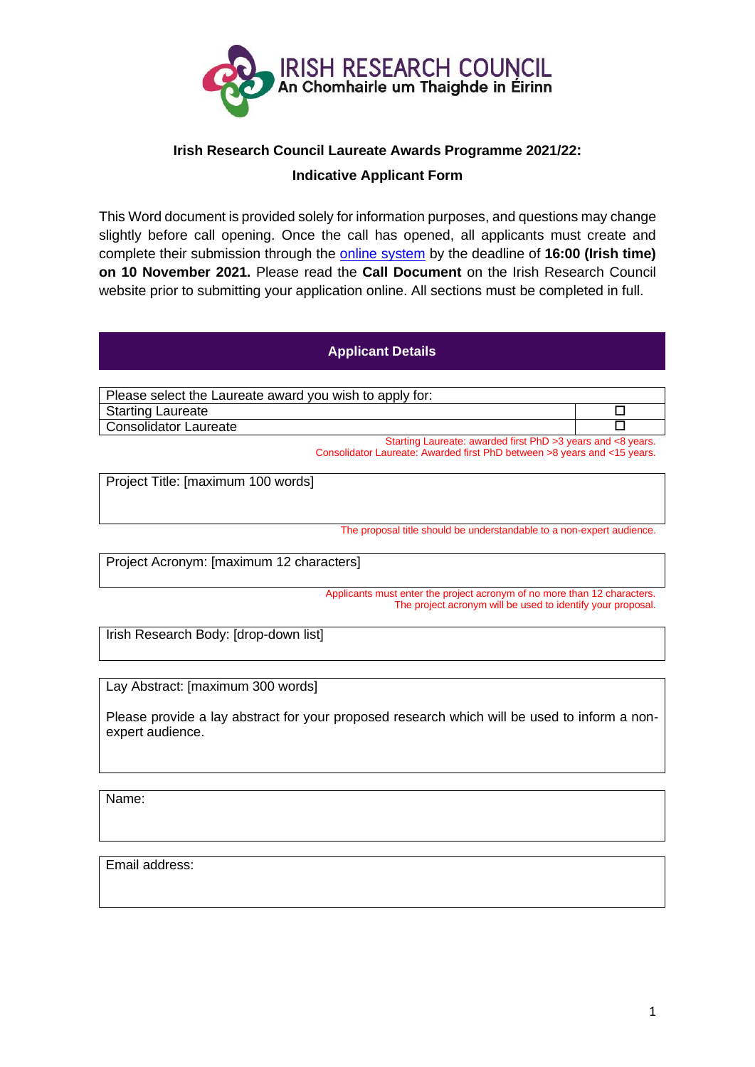IRISH RESEARCH COUNCIL
An Chomhairle um Thaighde in Éirinn

**Irish Research Council Laureate Awards Programme 2021/22:**

**Indicative Applicant Form**

This Word document is provided solely for information purposes, and questions may change slightly before call opening. Once the call has opened, all applicants must create and complete their submission through the online system by the deadline of **16:00 (Irish time) on 10 November 2021.** Please read the **Call Document** on the Irish Research Council website prior to submitting your application online. All sections must be completed in full.

## Applicant Details

| Please select the Laureate award you wish to apply for: | |
|---|---|
| Starting Laureate | ☐ |
| Consolidator Laureate | ☐ |

Starting Laureate: awarded first PhD >3 years and <8 years.
Consolidator Laureate: Awarded first PhD between >8 years and <15 years.

Project Title: [maximum 100 words]

The proposal title should be understandable to a non-expert audience.

Project Acronym: [maximum 12 characters]

Applicants must enter the project acronym of no more than 12 characters.
The project acronym will be used to identify your proposal.

Irish Research Body: [drop-down list]

Lay Abstract: [maximum 300 words]

Please provide a lay abstract for your proposed research which will be used to inform a non-expert audience.

Name:

Email address: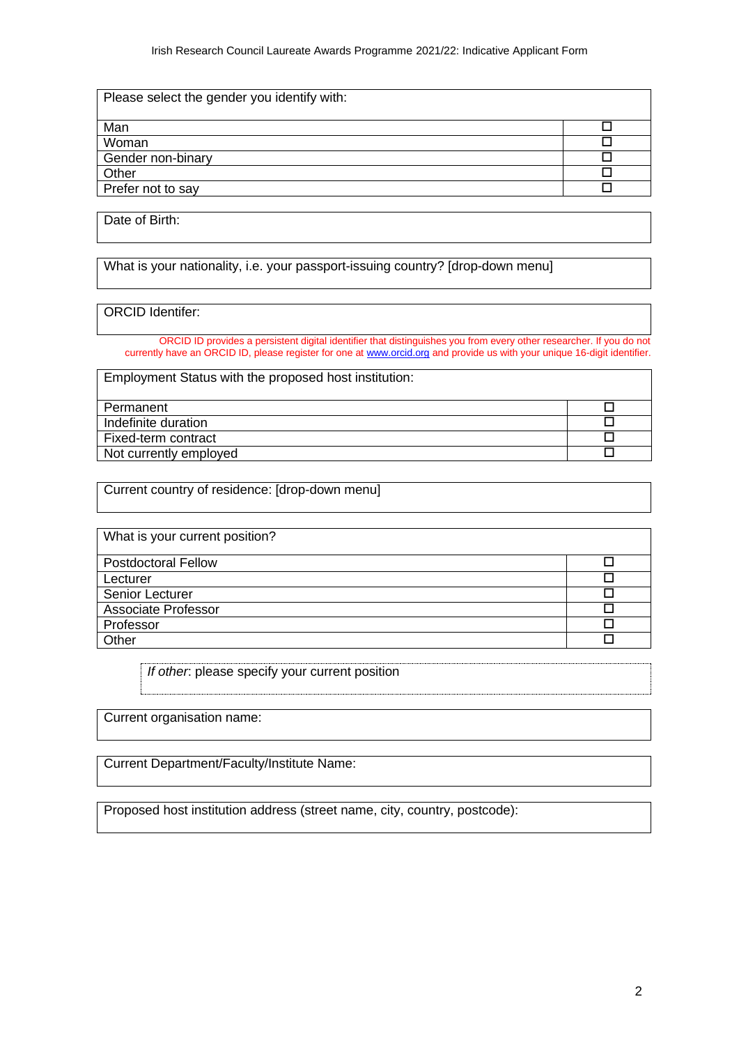| Please select the gender you identify with: | |
|---|---|
| Man | ☐ |
| Woman | ☐ |
| Gender non-binary | ☐ |
| Other | ☐ |
| Prefer not to say | ☐ |

| Date of Birth: |
|---|
| |

| What is your nationality, i.e. your passport-issuing country? [drop-down menu] |
|---|
| |

| ORCID Identifer: |
|---|
| |

ORCID ID provides a persistent digital identifier that distinguishes you from every other researcher. If you do not currently have an ORCID ID, please register for one at [www.orcid.org](http://www.orcid.org) and provide us with your unique 16-digit identifier.

| Employment Status with the proposed host institution: | |
|---|---|
| Permanent | ☐ |
| Indefinite duration | ☐ |
| Fixed-term contract | ☐ |
| Not currently employed | ☐ |

| Current country of residence: [drop-down menu] |
|---|
| |

| What is your current position? | |
|---|---|
| Postdoctoral Fellow | ☐ |
| Lecturer | ☐ |
| Senior Lecturer | ☐ |
| Associate Professor | ☐ |
| Professor | ☐ |
| Other | ☐ |

| *If other*: please specify your current position |
|---|
| |

| Current organisation name: |
|---|
| |

| Current Department/Faculty/Institute Name: |
|---|
| |

| Proposed host institution address (street name, city, country, postcode): |
|---|
| |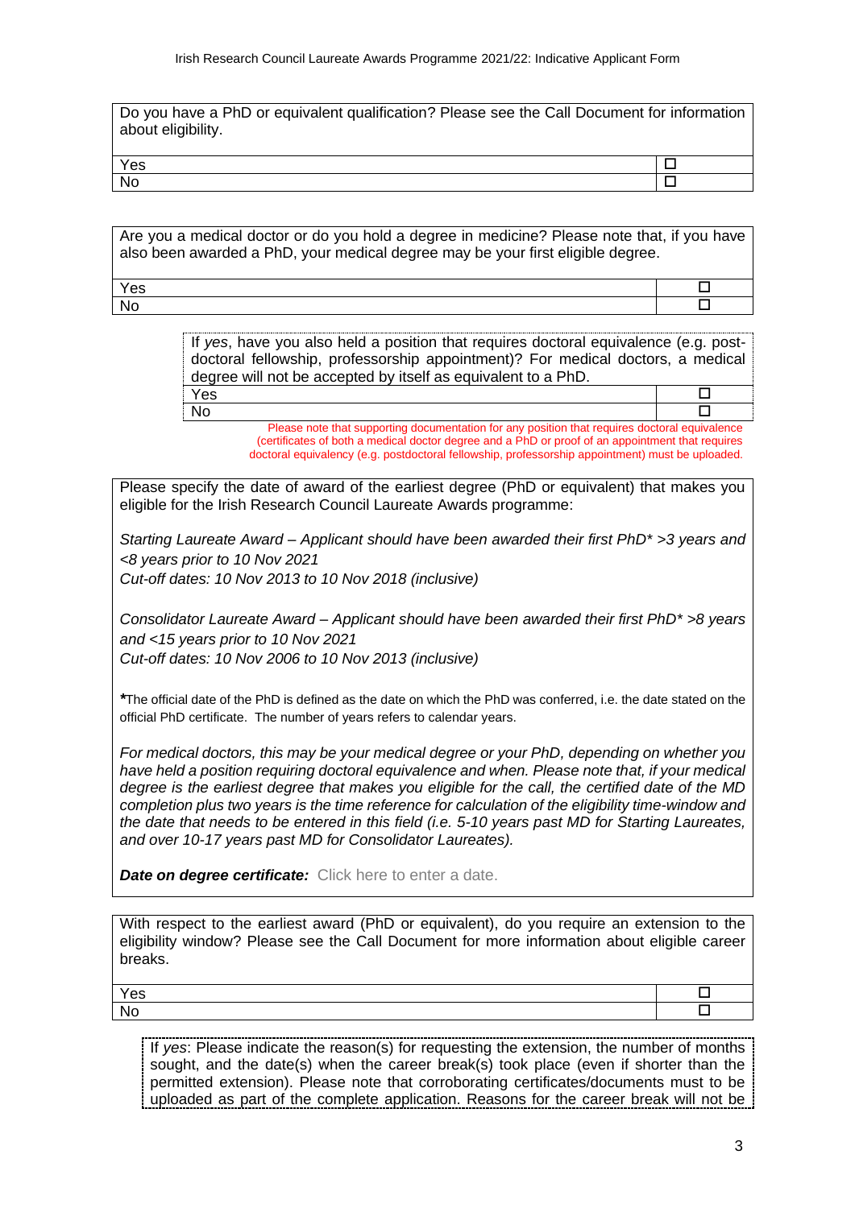| Do you have a PhD or equivalent qualification? Please see the Call Document for information about eligibility. | |
|---|---|
| Yes | ☐ |
| No | ☐ |

| Are you a medical doctor or do you hold a degree in medicine? Please note that, if you have also been awarded a PhD, your medical degree may be your first eligible degree. | |
|---|---|
| Yes | ☐ |
| No | ☐ |

| If *yes*, have you also held a position that requires doctoral equivalence (e.g. post-doctoral fellowship, professorship appointment)? For medical doctors, a medical degree will not be accepted by itself as equivalent to a PhD. | |
|---|---|
| Yes | ☐ |
| No | ☐ |

Please note that supporting documentation for any position that requires doctoral equivalence (certificates of both a medical doctor degree and a PhD or proof of an appointment that requires doctoral equivalency (e.g. postdoctoral fellowship, professorship appointment) must be uploaded.

Please specify the date of award of the earliest degree (PhD or equivalent) that makes you eligible for the Irish Research Council Laureate Awards programme:

*Starting Laureate Award – Applicant should have been awarded their first PhD* >3 years and <8 years prior to 10 Nov 2021*
*Cut-off dates: 10 Nov 2013 to 10 Nov 2018 (inclusive)*

*Consolidator Laureate Award – Applicant should have been awarded their first PhD* >8 years and <15 years prior to 10 Nov 2021*
*Cut-off dates: 10 Nov 2006 to 10 Nov 2013 (inclusive)*

*The official date of the PhD is defined as the date on which the PhD was conferred, i.e. the date stated on the official PhD certificate. The number of years refers to calendar years.

*For medical doctors, this may be your medical degree or your PhD, depending on whether you have held a position requiring doctoral equivalence and when. Please note that, if your medical degree is the earliest degree that makes you eligible for the call, the certified date of the MD completion plus two years is the time reference for calculation of the eligibility time-window and the date that needs to be entered in this field (i.e. 5-10 years past MD for Starting Laureates, and over 10-17 years past MD for Consolidator Laureates).*

***Date on degree certificate:*** Click here to enter a date.

| With respect to the earliest award (PhD or equivalent), do you require an extension to the eligibility window? Please see the Call Document for more information about eligible career breaks. | |
|---|---|
| Yes | ☐ |
| No | ☐ |

If *yes*: Please indicate the reason(s) for requesting the extension, the number of months sought, and the date(s) when the career break(s) took place (even if shorter than the permitted extension). Please note that corroborating certificates/documents must to be uploaded as part of the complete application. Reasons for the career break will not be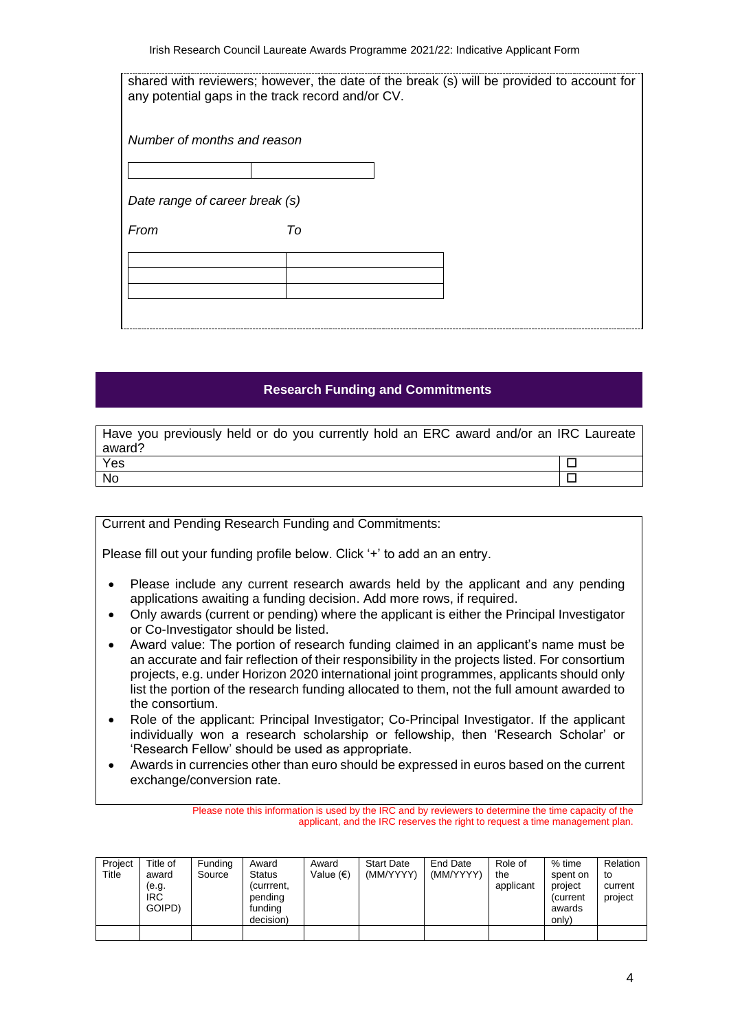shared with reviewers; however, the date of the break (s) will be provided to account for any potential gaps in the track record and/or CV.

*Number of months and reason*

| | |
|---|---|
| | |

*Date range of career break (s)*

| *From* | *To* |
|---|---|
| | |
| | |
| | |

## Research Funding and Commitments

| Have you previously held or do you currently hold an ERC award and/or an IRC Laureate award? | |
|---|---|
| Yes | ☐ |
| No | ☐ |

Current and Pending Research Funding and Commitments:

Please fill out your funding profile below. Click '+' to add an an entry.

- Please include any current research awards held by the applicant and any pending applications awaiting a funding decision. Add more rows, if required.
- Only awards (current or pending) where the applicant is either the Principal Investigator or Co-Investigator should be listed.
- Award value: The portion of research funding claimed in an applicant's name must be an accurate and fair reflection of their responsibility in the projects listed. For consortium projects, e.g. under Horizon 2020 international joint programmes, applicants should only list the portion of the research funding allocated to them, not the full amount awarded to the consortium.
- Role of the applicant: Principal Investigator; Co-Principal Investigator. If the applicant individually won a research scholarship or fellowship, then 'Research Scholar' or 'Research Fellow' should be used as appropriate.
- Awards in currencies other than euro should be expressed in euros based on the current exchange/conversion rate.

Please note this information is used by the IRC and by reviewers to determine the time capacity of the applicant, and the IRC reserves the right to request a time management plan.

| Project Title | Title of award (e.g. IRC GOIPD) | Funding Source | Award Status (currrent, pending funding decision) | Award Value (€) | Start Date (MM/YYYY) | End Date (MM/YYYY) | Role of the applicant | % time spent on project (current awards only) | Relation to current project |
|---|---|---|---|---|---|---|---|---|---|
| | | | | | | | | | |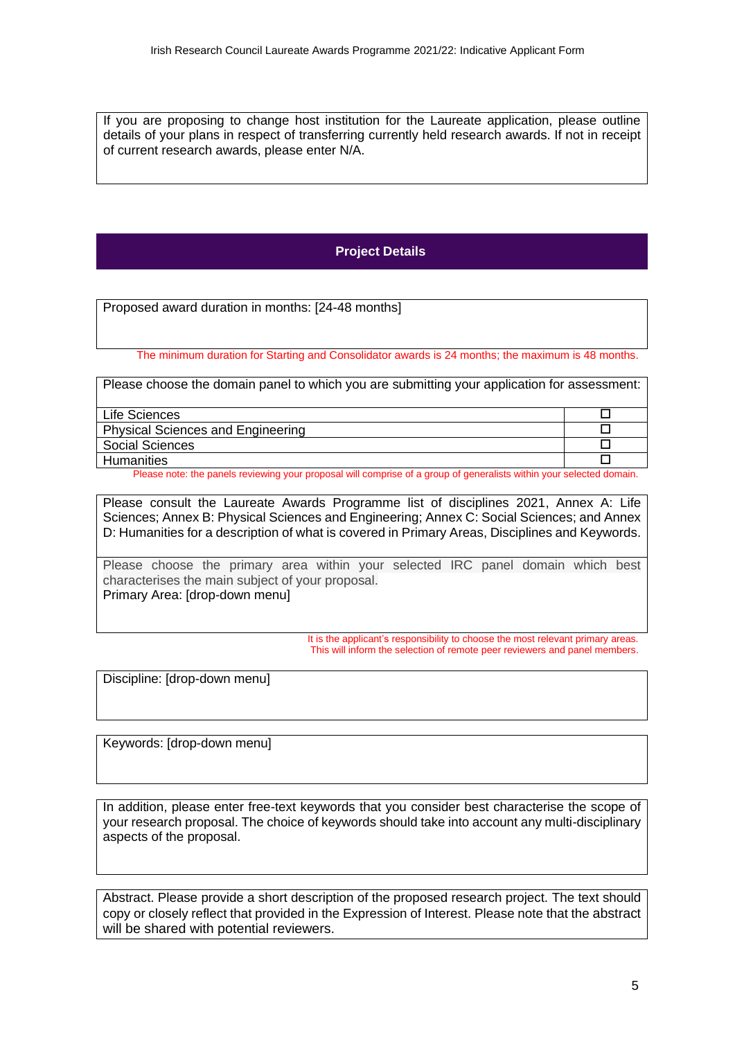If you are proposing to change host institution for the Laureate application, please outline details of your plans in respect of transferring currently held research awards. If not in receipt of current research awards, please enter N/A.

## Project Details

Proposed award duration in months: [24-48 months]

The minimum duration for Starting and Consolidator awards is 24 months; the maximum is 48 months.

Please choose the domain panel to which you are submitting your application for assessment:

| | |
|---|---|
| Life Sciences | ☐ |
| Physical Sciences and Engineering | ☐ |
| Social Sciences | ☐ |
| Humanities | ☐ |

Please note: the panels reviewing your proposal will comprise of a group of generalists within your selected domain.

Please consult the Laureate Awards Programme list of disciplines 2021, Annex A: Life Sciences; Annex B: Physical Sciences and Engineering; Annex C: Social Sciences; and Annex D: Humanities for a description of what is covered in Primary Areas, Disciplines and Keywords.

Please choose the primary area within your selected IRC panel domain which best characterises the main subject of your proposal.
Primary Area: [drop-down menu]

It is the applicant's responsibility to choose the most relevant primary areas. This will inform the selection of remote peer reviewers and panel members.

Discipline: [drop-down menu]

Keywords: [drop-down menu]

In addition, please enter free-text keywords that you consider best characterise the scope of your research proposal. The choice of keywords should take into account any multi-disciplinary aspects of the proposal.

Abstract. Please provide a short description of the proposed research project. The text should copy or closely reflect that provided in the Expression of Interest. Please note that the abstract will be shared with potential reviewers.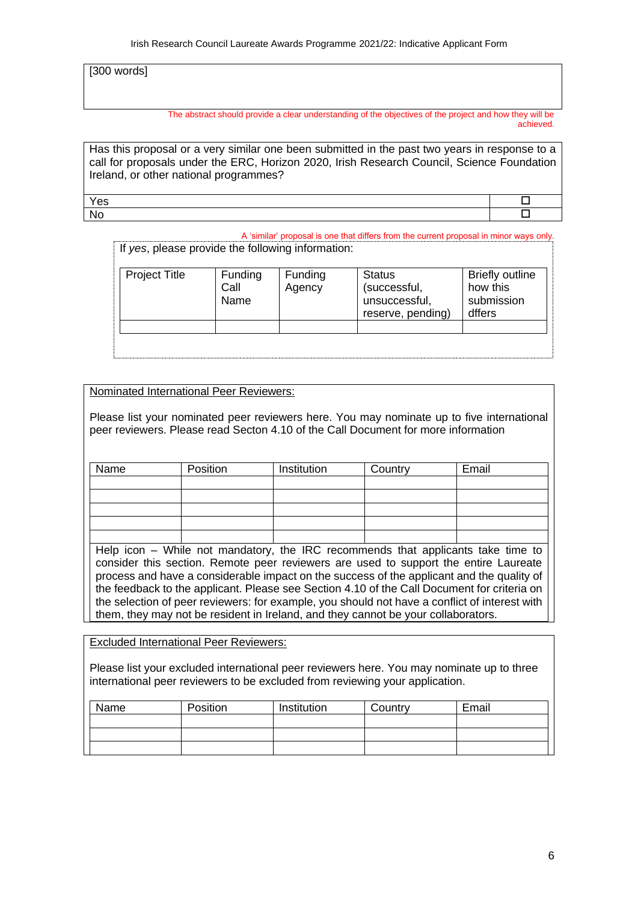[300 words]

The abstract should provide a clear understanding of the objectives of the project and how they will be achieved.

| Has this proposal or a very similar one been submitted in the past two years in response to a call for proposals under the ERC, Horizon 2020, Irish Research Council, Science Foundation Ireland, or other national programmes? | |
| --- | --- |
| Yes | ☐ |
| No | ☐ |

A 'similar' proposal is one that differs from the current proposal in minor ways only.

If *yes*, please provide the following information:

| Project Title | Funding Call Name | Funding Agency | Status (successful, unsuccessful, reserve, pending) | Briefly outline how this submission dffers |
| --- | --- | --- | --- | --- |
| | | | | |

Nominated International Peer Reviewers:

Please list your nominated peer reviewers here. You may nominate up to five international peer reviewers. Please read Secton 4.10 of the Call Document for more information

| Name | Position | Institution | Country | Email |
| --- | --- | --- | --- | --- |
| | | | | |
| | | | | |
| | | | | |
| | | | | |
| | | | | |

Help icon – While not mandatory, the IRC recommends that applicants take time to consider this section. Remote peer reviewers are used to support the entire Laureate process and have a considerable impact on the success of the applicant and the quality of the feedback to the applicant. Please see Section 4.10 of the Call Document for criteria on the selection of peer reviewers: for example, you should not have a conflict of interest with them, they may not be resident in Ireland, and they cannot be your collaborators.

Excluded International Peer Reviewers:

Please list your excluded international peer reviewers here. You may nominate up to three international peer reviewers to be excluded from reviewing your application.

| Name | Position | Institution | Country | Email |
| --- | --- | --- | --- | --- |
| | | | | |
| | | | | |
| | | | | |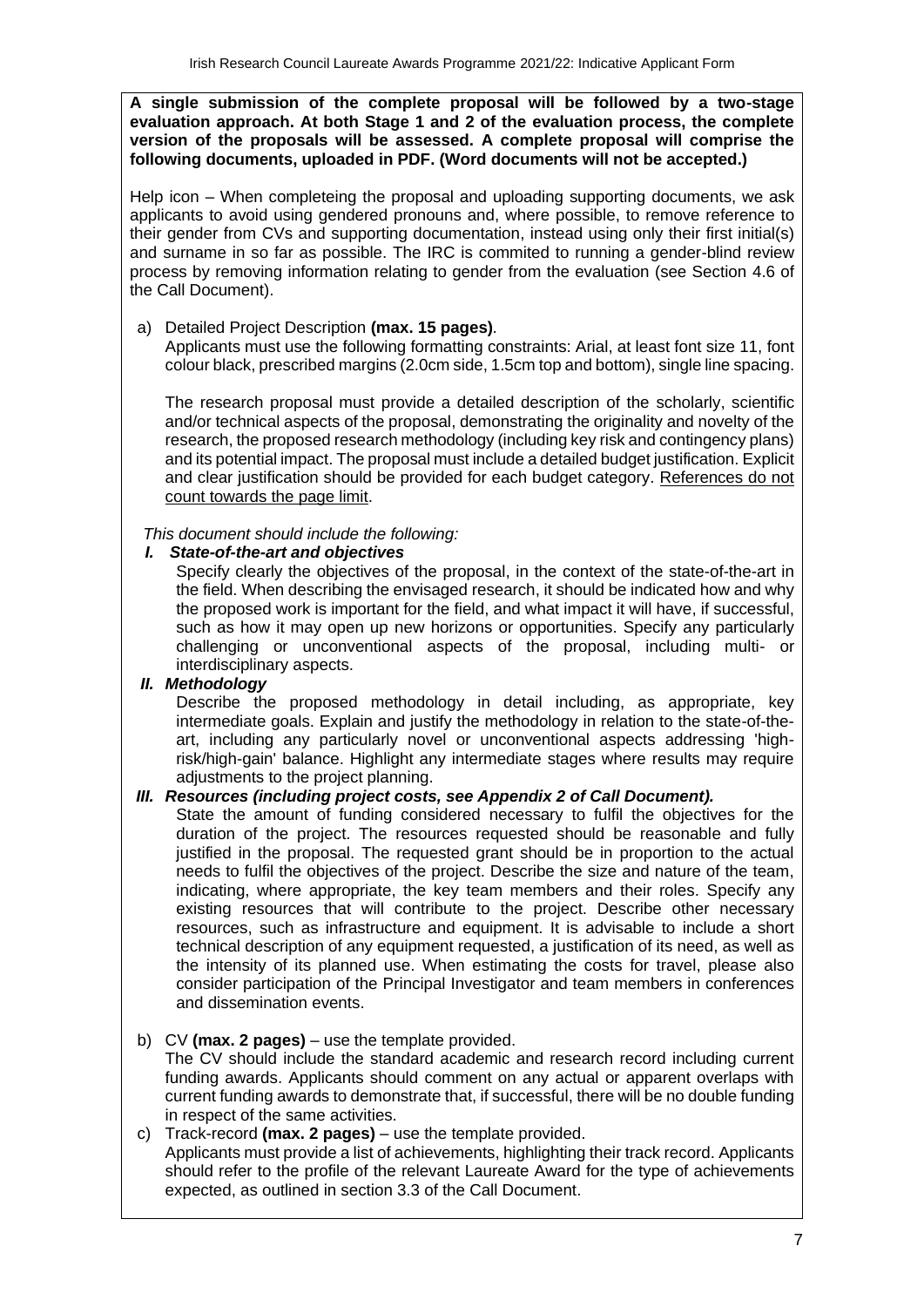**A single submission of the complete proposal will be followed by a two-stage evaluation approach. At both Stage 1 and 2 of the evaluation process, the complete version of the proposals will be assessed. A complete proposal will comprise the following documents, uploaded in PDF. (Word documents will not be accepted.)**

Help icon – When completeing the proposal and uploading supporting documents, we ask applicants to avoid using gendered pronouns and, where possible, to remove reference to their gender from CVs and supporting documentation, instead using only their first initial(s) and surname in so far as possible. The IRC is commited to running a gender-blind review process by removing information relating to gender from the evaluation (see Section 4.6 of the Call Document).

a) Detailed Project Description **(max. 15 pages)**.
   Applicants must use the following formatting constraints: Arial, at least font size 11, font colour black, prescribed margins (2.0cm side, 1.5cm top and bottom), single line spacing.

   The research proposal must provide a detailed description of the scholarly, scientific and/or technical aspects of the proposal, demonstrating the originality and novelty of the research, the proposed research methodology (including key risk and contingency plans) and its potential impact. The proposal must include a detailed budget justification. Explicit and clear justification should be provided for each budget category. <u>References do not count towards the page limit</u>.

   *This document should include the following:*

   ***I. State-of-the-art and objectives***
   Specify clearly the objectives of the proposal, in the context of the state-of-the-art in the field. When describing the envisaged research, it should be indicated how and why the proposed work is important for the field, and what impact it will have, if successful, such as how it may open up new horizons or opportunities. Specify any particularly challenging or unconventional aspects of the proposal, including multi- or interdisciplinary aspects.

   ***II. Methodology***
   Describe the proposed methodology in detail including, as appropriate, key intermediate goals. Explain and justify the methodology in relation to the state-of-the-art, including any particularly novel or unconventional aspects addressing 'high-risk/high-gain' balance. Highlight any intermediate stages where results may require adjustments to the project planning.

   ***III. Resources (including project costs, see Appendix 2 of Call Document).***
   State the amount of funding considered necessary to fulfil the objectives for the duration of the project. The resources requested should be reasonable and fully justified in the proposal. The requested grant should be in proportion to the actual needs to fulfil the objectives of the project. Describe the size and nature of the team, indicating, where appropriate, the key team members and their roles. Specify any existing resources that will contribute to the project. Describe other necessary resources, such as infrastructure and equipment. It is advisable to include a short technical description of any equipment requested, a justification of its need, as well as the intensity of its planned use. When estimating the costs for travel, please also consider participation of the Principal Investigator and team members in conferences and dissemination events.

b) CV **(max. 2 pages)** – use the template provided.
   The CV should include the standard academic and research record including current funding awards. Applicants should comment on any actual or apparent overlaps with current funding awards to demonstrate that, if successful, there will be no double funding in respect of the same activities.

c) Track-record **(max. 2 pages)** – use the template provided.
   Applicants must provide a list of achievements, highlighting their track record. Applicants should refer to the profile of the relevant Laureate Award for the type of achievements expected, as outlined in section 3.3 of the Call Document.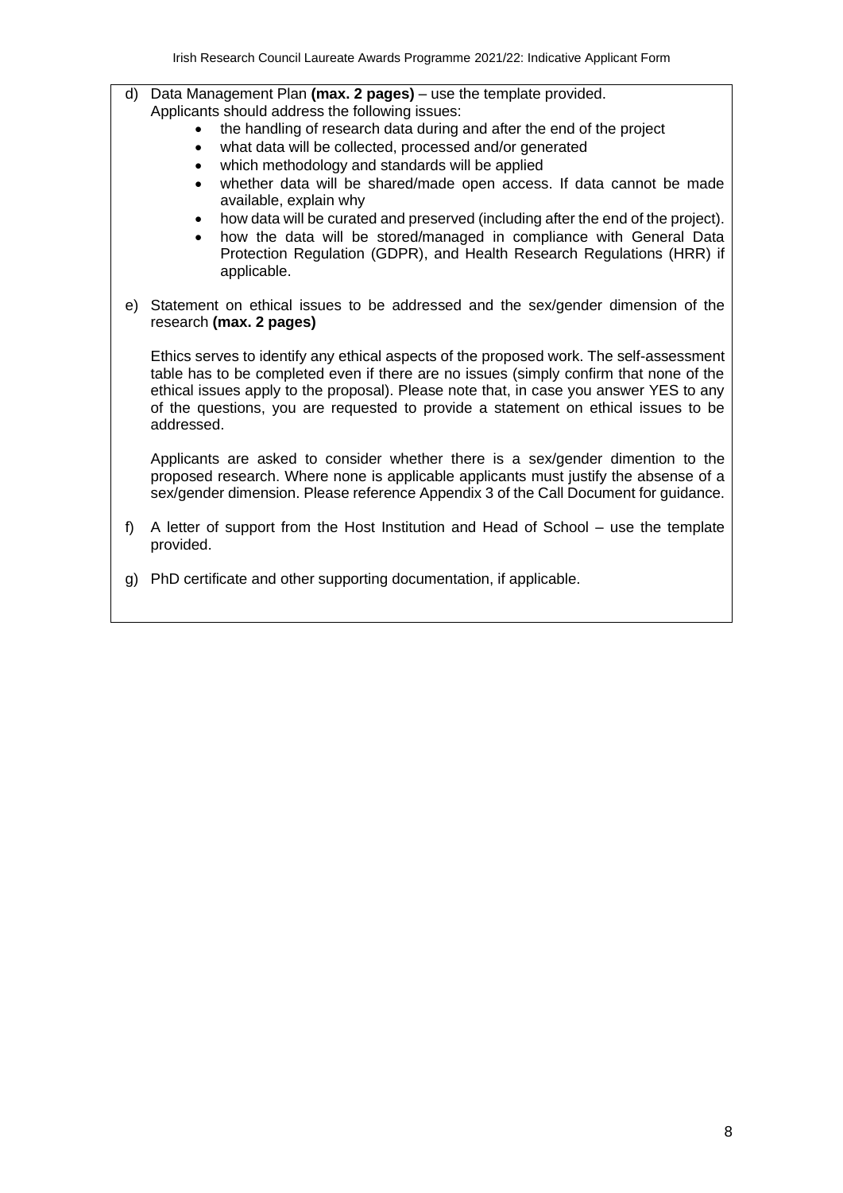d) Data Management Plan **(max. 2 pages)** – use the template provided.
   Applicants should address the following issues:
   - the handling of research data during and after the end of the project
   - what data will be collected, processed and/or generated
   - which methodology and standards will be applied
   - whether data will be shared/made open access. If data cannot be made available, explain why
   - how data will be curated and preserved (including after the end of the project).
   - how the data will be stored/managed in compliance with General Data Protection Regulation (GDPR), and Health Research Regulations (HRR) if applicable.

e) Statement on ethical issues to be addressed and the sex/gender dimension of the research **(max. 2 pages)**

   Ethics serves to identify any ethical aspects of the proposed work. The self-assessment table has to be completed even if there are no issues (simply confirm that none of the ethical issues apply to the proposal). Please note that, in case you answer YES to any of the questions, you are requested to provide a statement on ethical issues to be addressed.

   Applicants are asked to consider whether there is a sex/gender dimention to the proposed research. Where none is applicable applicants must justify the absense of a sex/gender dimension. Please reference Appendix 3 of the Call Document for guidance.

f) A letter of support from the Host Institution and Head of School – use the template provided.

g) PhD certificate and other supporting documentation, if applicable.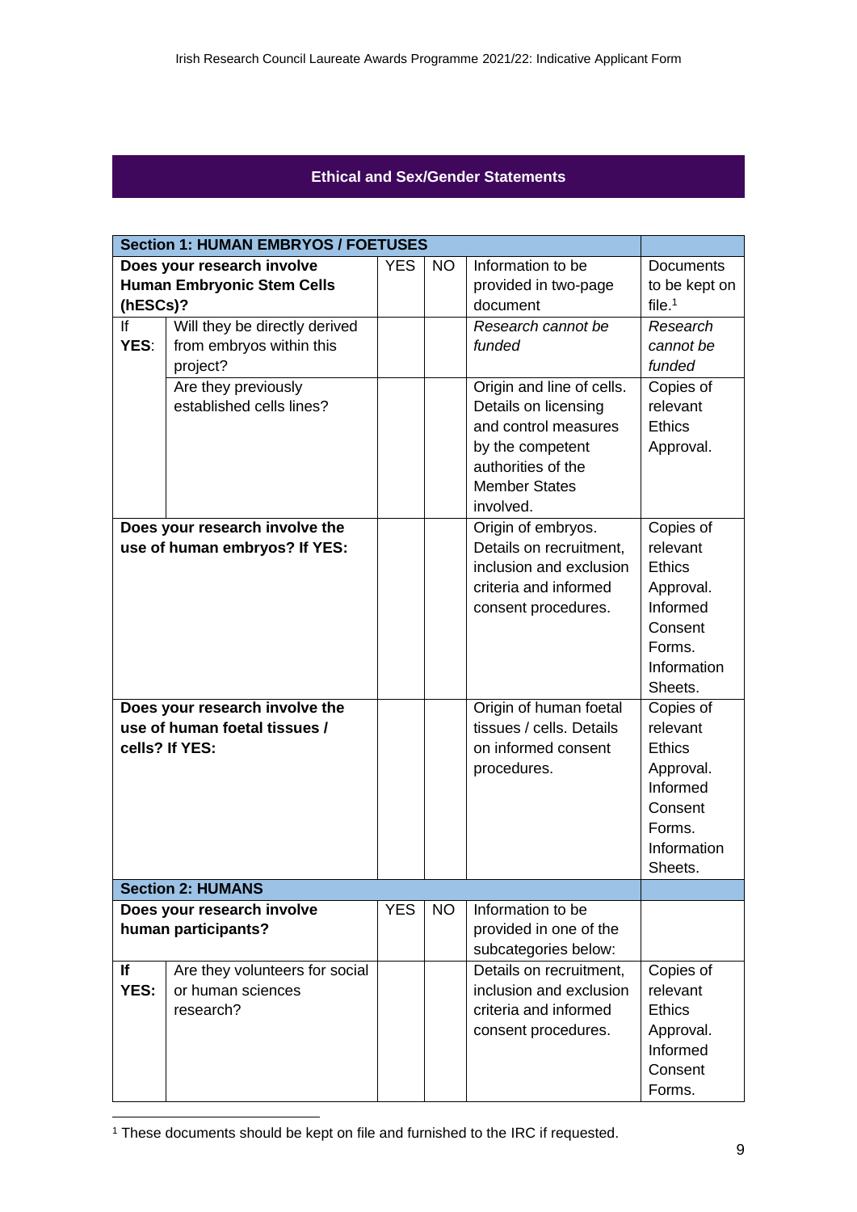## Ethical and Sex/Gender Statements

| Section 1: HUMAN EMBRYOS / FOETUSES | | | | | |
|---|---|---|---|---|---|
| **Does your research involve Human Embryonic Stem Cells (hESCs)?** | | YES | NO | Information to be provided in two-page document | Documents to be kept on file.[1] |
| If YES: | Will they be directly derived from embryos within this project? | | | *Research cannot be funded* | *Research cannot be funded* |
| | Are they previously established cells lines? | | | Origin and line of cells. Details on licensing and control measures by the competent authorities of the Member States involved. | Copies of relevant Ethics Approval. |
| **Does your research involve the use of human embryos? If YES:** | | | | Origin of embryos. Details on recruitment, inclusion and exclusion criteria and informed consent procedures. | Copies of relevant Ethics Approval. Informed Consent Forms. Information Sheets. |
| **Does your research involve the use of human foetal tissues / cells? If YES:** | | | | Origin of human foetal tissues / cells. Details on informed consent procedures. | Copies of relevant Ethics Approval. Informed Consent Forms. Information Sheets. |
| **Section 2: HUMANS** | | | | | |
| **Does your research involve human participants?** | | YES | NO | Information to be provided in one of the subcategories below: | |
| **If YES:** | Are they volunteers for social or human sciences research? | | | Details on recruitment, inclusion and exclusion criteria and informed consent procedures. | Copies of relevant Ethics Approval. Informed Consent Forms. |

[1] These documents should be kept on file and furnished to the IRC if requested.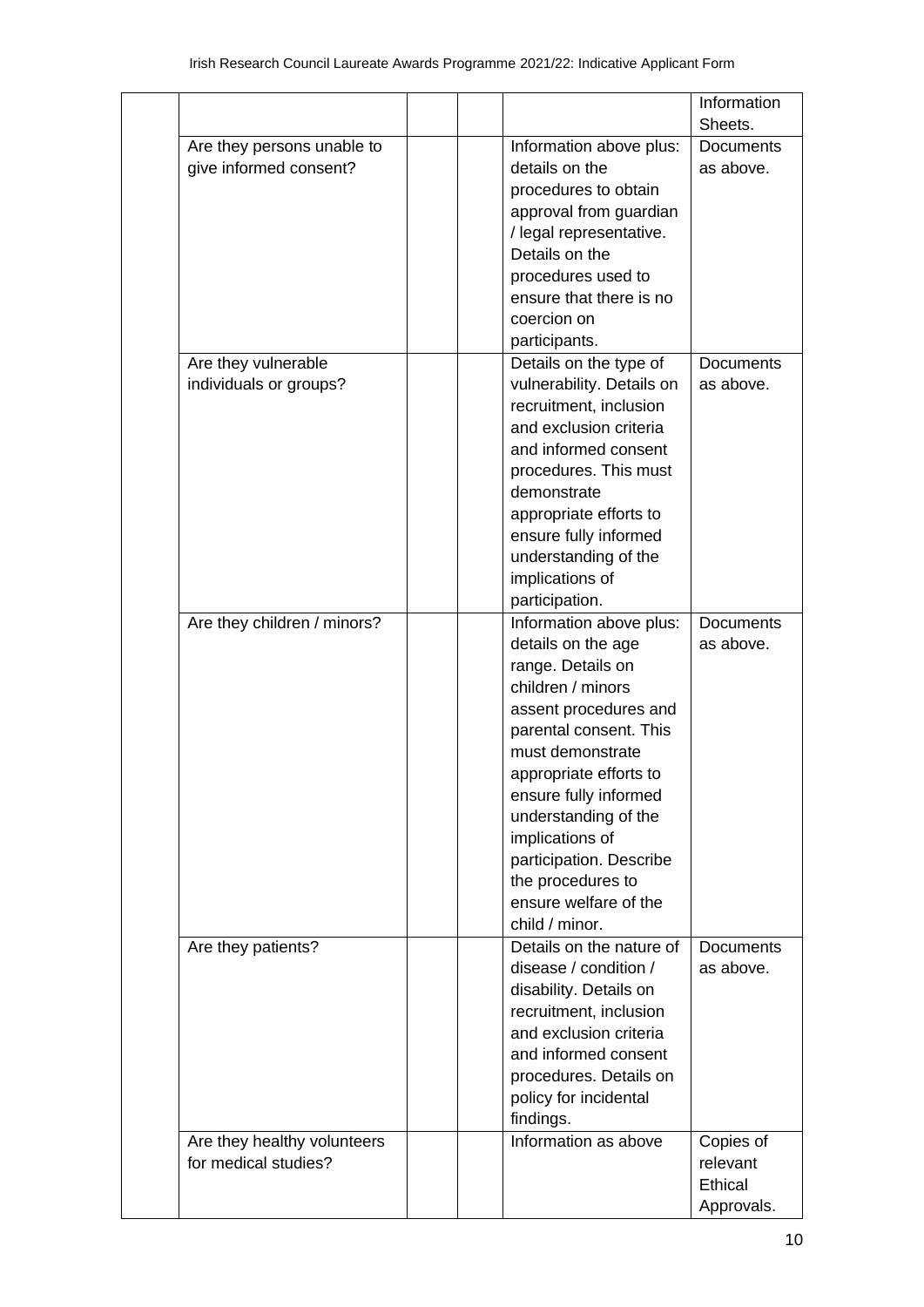| | | | | | |
|---|---|---|---|---|---|
| | | | | | Information Sheets. |
| | Are they persons unable to give informed consent? | | | Information above plus: details on the procedures to obtain approval from guardian / legal representative. Details on the procedures used to ensure that there is no coercion on participants. | Documents as above. |
| | Are they vulnerable individuals or groups? | | | Details on the type of vulnerability. Details on recruitment, inclusion and exclusion criteria and informed consent procedures. This must demonstrate appropriate efforts to ensure fully informed understanding of the implications of participation. | Documents as above. |
| | Are they children / minors? | | | Information above plus: details on the age range. Details on children / minors assent procedures and parental consent. This must demonstrate appropriate efforts to ensure fully informed understanding of the implications of participation. Describe the procedures to ensure welfare of the child / minor. | Documents as above. |
| | Are they patients? | | | Details on the nature of disease / condition / disability. Details on recruitment, inclusion and exclusion criteria and informed consent procedures. Details on policy for incidental findings. | Documents as above. |
| | Are they healthy volunteers for medical studies? | | | Information as above | Copies of relevant Ethical Approvals. |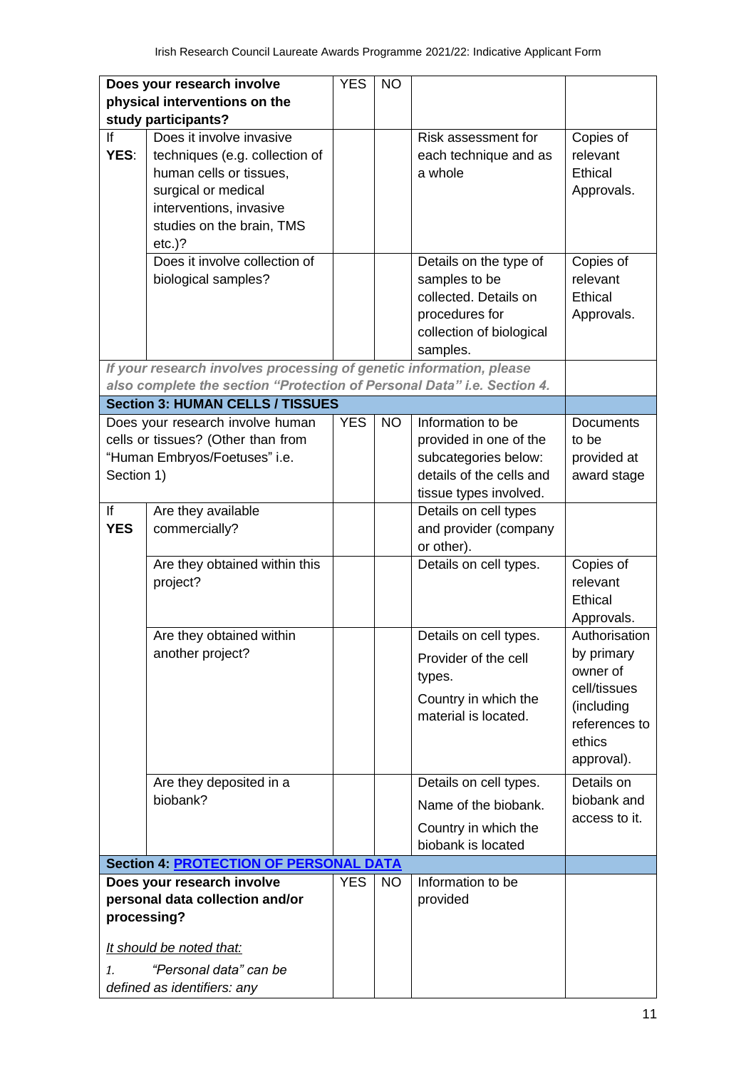| Does your research involve physical interventions on the study participants? | | YES | NO | | |
|---|---|---|---|---|---|
| If YES: | Does it involve invasive techniques (e.g. collection of human cells or tissues, surgical or medical interventions, invasive studies on the brain, TMS etc.)? | | | Risk assessment for each technique and as a whole | Copies of relevant Ethical Approvals. |
| | Does it involve collection of biological samples? | | | Details on the type of samples to be collected. Details on procedures for collection of biological samples. | Copies of relevant Ethical Approvals. |
| ***If your research involves processing of genetic information, please also complete the section "Protection of Personal Data" i.e. Section 4.*** | | | | | |
| **Section 3: HUMAN CELLS / TISSUES** | | | | | |
| Does your research involve human cells or tissues? (Other than from "Human Embryos/Foetuses" i.e. Section 1) | | YES | NO | Information to be provided in one of the subcategories below: details of the cells and tissue types involved. | Documents to be provided at award stage |
| If **YES** | Are they available commercially? | | | Details on cell types and provider (company or other). | |
| | Are they obtained within this project? | | | Details on cell types. | Copies of relevant Ethical Approvals. |
| | Are they obtained within another project? | | | Details on cell types.<br>Provider of the cell types.<br>Country in which the material is located. | Authorisation by primary owner of cell/tissues (including references to ethics approval). |
| | Are they deposited in a biobank? | | | Details on cell types.<br>Name of the biobank.<br>Country in which the biobank is located | Details on biobank and access to it. |
| **Section 4: PROTECTION OF PERSONAL DATA** | | | | | |
| **Does your research involve personal data collection and/or processing?**<br><br>*It should be noted that:*<br><br>*1. "Personal data" can be defined as identifiers: any* | | YES | NO | Information to be provided | |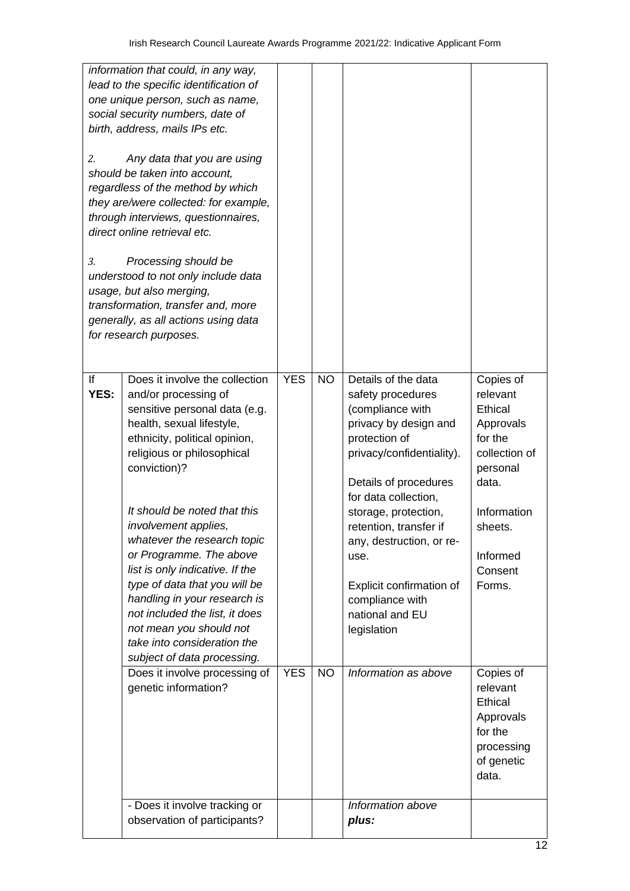| | | | | | |
|---|---|---|---|---|---|
| *information that could, in any way, lead to the specific identification of one unique person, such as name, social security numbers, date of birth, address, mails IPs etc.*<br><br>*2. Any data that you are using should be taken into account, regardless of the method by which they are/were collected: for example, through interviews, questionnaires, direct online retrieval etc.*<br><br>*3. Processing should be understood to not only include data usage, but also merging, transformation, transfer and, more generally, as all actions using data for research purposes.* | | | | | |
| If YES: | Does it involve the collection and/or processing of sensitive personal data (e.g. health, sexual lifestyle, ethnicity, political opinion, religious or philosophical conviction)?<br><br>*It should be noted that this involvement applies, whatever the research topic or Programme. The above list is only indicative. If the type of data that you will be handling in your research is not included the list, it does not mean you should not take into consideration the subject of data processing.* | YES | NO | Details of the data safety procedures (compliance with privacy by design and protection of privacy/confidentiality).<br><br>Details of procedures for data collection, storage, protection, retention, transfer if any, destruction, or re-use.<br><br>Explicit confirmation of compliance with national and EU legislation | Copies of relevant Ethical Approvals for the collection of personal data.<br><br>Information sheets.<br><br>Informed Consent Forms. |
| | Does it involve processing of genetic information? | YES | NO | *Information as above* | Copies of relevant Ethical Approvals for the processing of genetic data. |
| | - Does it involve tracking or observation of participants? | | | *Information above* ***plus:*** | |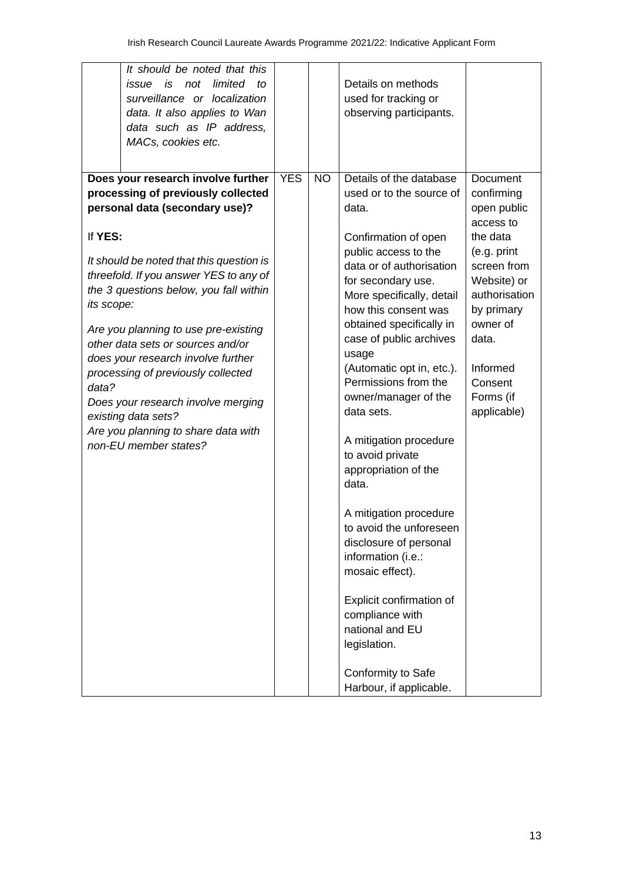| | | | | |
|---|---|---|---|---|
| | *It should be noted that this issue is not limited to surveillance or localization data. It also applies to Wan data such as IP address, MACs, cookies etc.* | | | Details on methods used for tracking or observing participants. | |
| **Does your research involve further processing of previously collected personal data (secondary use)?**<br><br>If **YES:**<br><br>*It should be noted that this question is threefold. If you answer YES to any of the 3 questions below, you fall within its scope:*<br><br>*Are you planning to use pre-existing other data sets or sources and/or does your research involve further processing of previously collected data?*<br>*Does your research involve merging existing data sets?*<br>*Are you planning to share data with non-EU member states?* | | YES | NO | Details of the database used or to the source of data.<br><br>Confirmation of open public access to the data or of authorisation for secondary use. More specifically, detail how this consent was obtained specifically in case of public archives usage (Automatic opt in, etc.). Permissions from the owner/manager of the data sets.<br><br>A mitigation procedure to avoid private appropriation of the data.<br><br>A mitigation procedure to avoid the unforeseen disclosure of personal information (i.e.: mosaic effect).<br><br>Explicit confirmation of compliance with national and EU legislation.<br><br>Conformity to Safe Harbour, if applicable. | Document confirming open public access to the data (e.g. print screen from Website) or authorisation by primary owner of data.<br><br>Informed Consent Forms (if applicable) |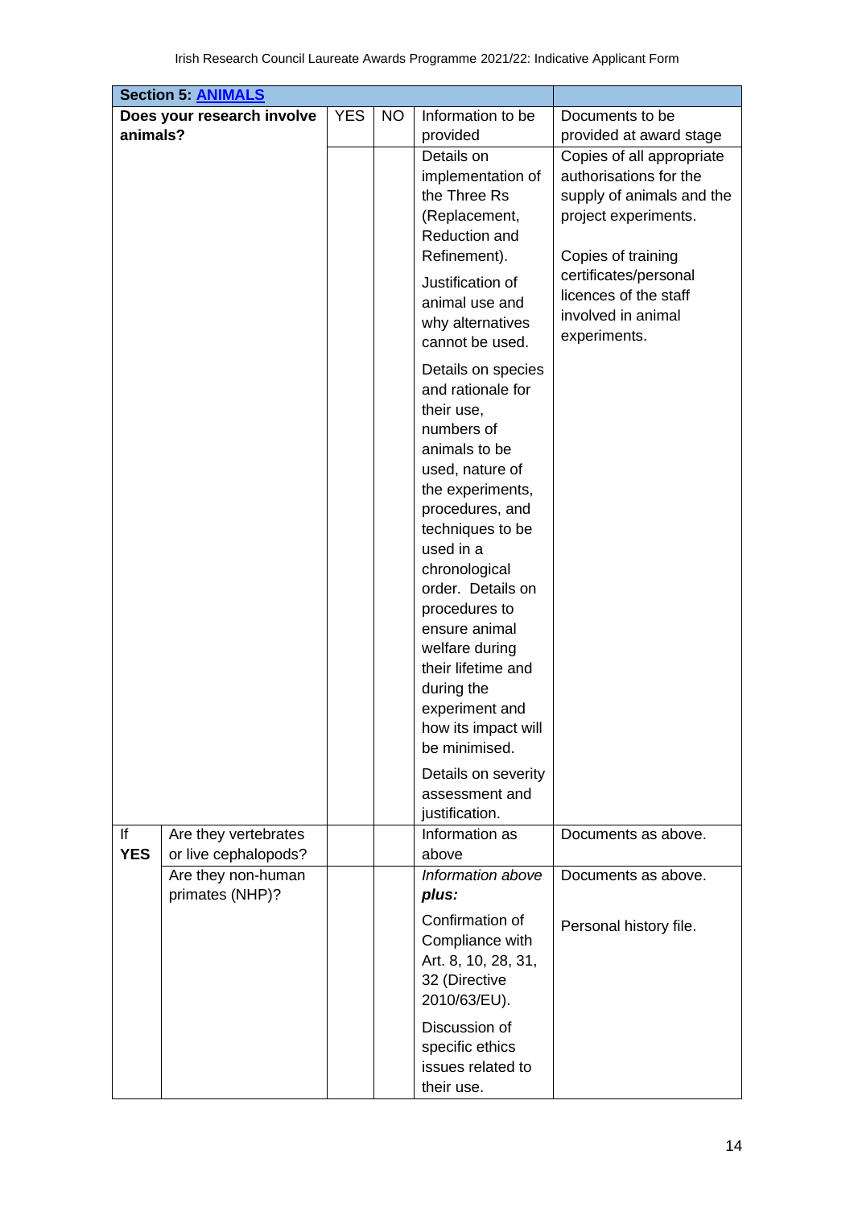| Section 5: [ANIMALS](#) | | | | | |
|---|---|---|---|---|---|
| **Does your research involve animals?** | | YES | NO | Information to be provided | Documents to be provided at award stage |
| | | | | Details on implementation of the Three Rs (Replacement, Reduction and Refinement).<br><br>Justification of animal use and why alternatives cannot be used.<br><br>Details on species and rationale for their use, numbers of animals to be used, nature of the experiments, procedures, and techniques to be used in a chronological order. Details on procedures to ensure animal welfare during their lifetime and during the experiment and how its impact will be minimised.<br><br>Details on severity assessment and justification. | Copies of all appropriate authorisations for the supply of animals and the project experiments.<br><br>Copies of training certificates/personal licences of the staff involved in animal experiments. |
| If **YES** | Are they vertebrates or live cephalopods? | | | Information as above | Documents as above. |
| | Are they non-human primates (NHP)? | | | *Information above* ***plus:***<br><br>Confirmation of Compliance with Art. 8, 10, 28, 31, 32 (Directive 2010/63/EU).<br><br>Discussion of specific ethics issues related to their use. | Documents as above.<br><br>Personal history file. |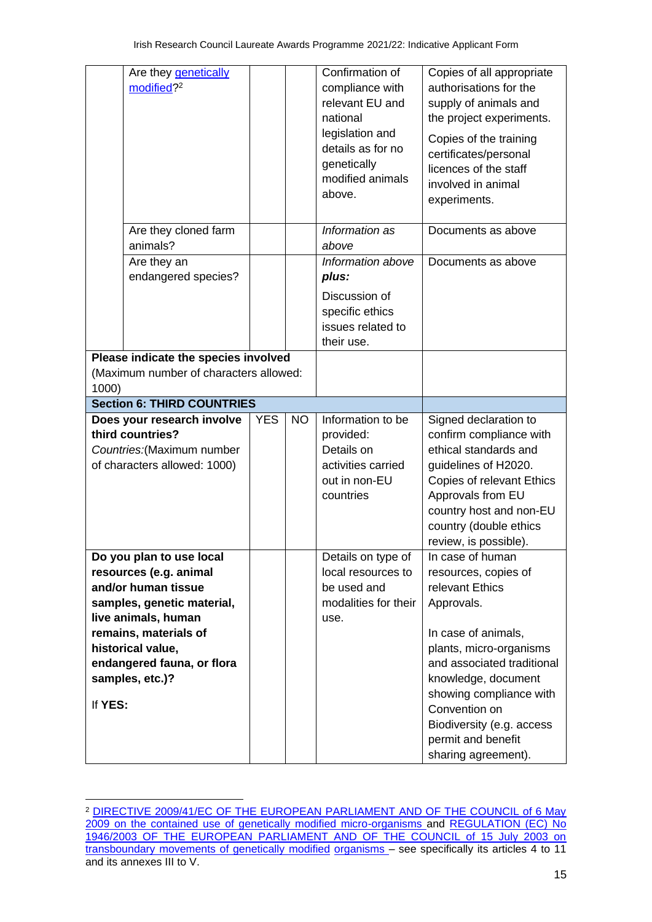| | | YES | NO | Information to be provided | Documents to be provided |
|---|---|---|---|---|---|
| | Are they genetically modified?[2] | | | Confirmation of compliance with relevant EU and national legislation and details as for no genetically modified animals above. | Copies of all appropriate authorisations for the supply of animals and the project experiments. Copies of the training certificates/personal licences of the staff involved in animal experiments. |
| | Are they cloned farm animals? | | | *Information as above* | Documents as above |
| | Are they an endangered species? | | | *Information above* ***plus:*** Discussion of specific ethics issues related to their use. | Documents as above |
| **Please indicate the species involved** (Maximum number of characters allowed: 1000) | | | | | |
| **Section 6: THIRD COUNTRIES** | | | | | |
| **Does your research involve third countries?** *Countries:*(Maximum number of characters allowed: 1000) | | YES | NO | Information to be provided: Details on activities carried out in non-EU countries | Signed declaration to confirm compliance with ethical standards and guidelines of H2020. Copies of relevant Ethics Approvals from EU country host and non-EU country (double ethics review, is possible). |
| **Do you plan to use local resources (e.g. animal and/or human tissue samples, genetic material, live animals, human remains, materials of historical value, endangered fauna, or flora samples, etc.)?** If **YES:** | | | | Details on type of local resources to be used and modalities for their use. | In case of human resources, copies of relevant Ethics Approvals. In case of animals, plants, micro-organisms and associated traditional knowledge, document showing compliance with Convention on Biodiversity (e.g. access permit and benefit sharing agreement). |

[2] DIRECTIVE 2009/41/EC OF THE EUROPEAN PARLIAMENT AND OF THE COUNCIL of 6 May 2009 on the contained use of genetically modified micro-organisms and REGULATION (EC) No 1946/2003 OF THE EUROPEAN PARLIAMENT AND OF THE COUNCIL of 15 July 2003 on transboundary movements of genetically modified organisms – see specifically its articles 4 to 11 and its annexes III to V.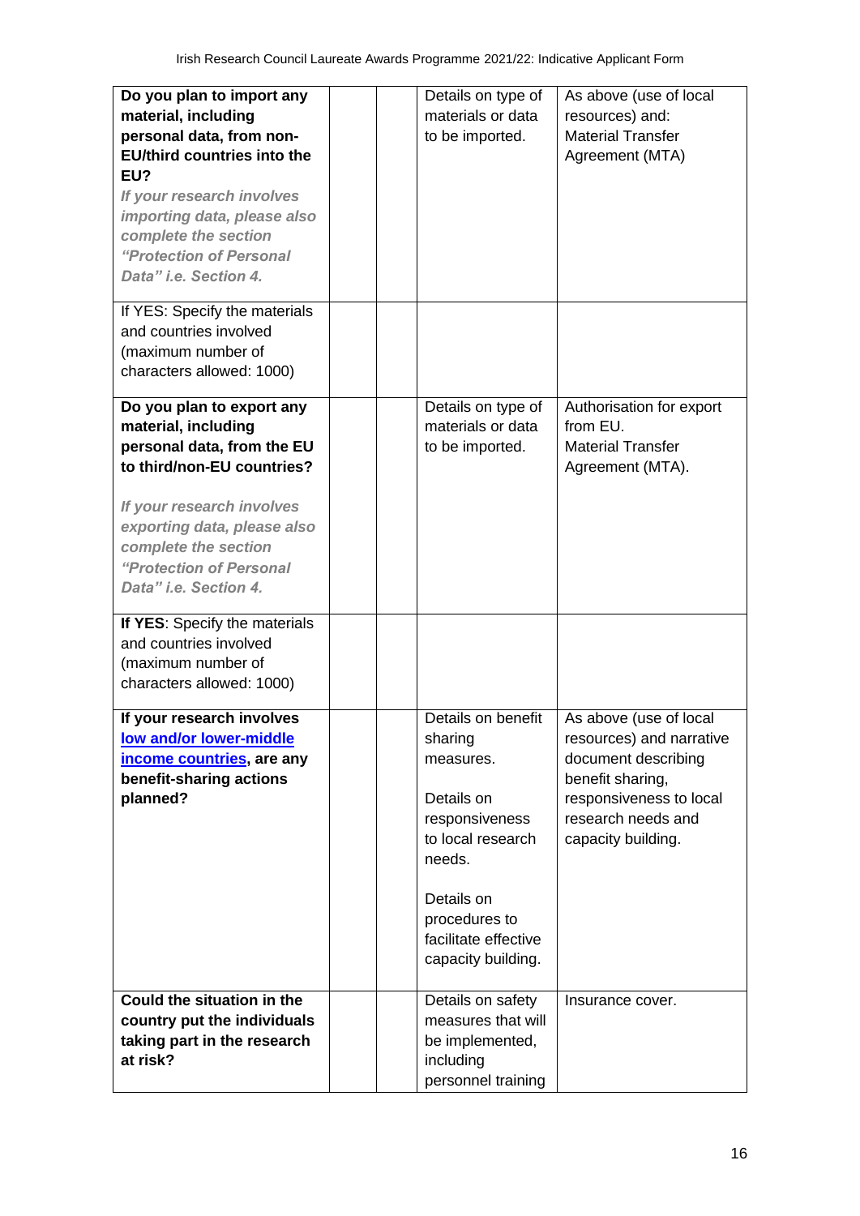| | | | | |
|---|---|---|---|---|
| **Do you plan to import any material, including personal data, from non-EU/third countries into the EU?** *If your research involves importing data, please also complete the section "Protection of Personal Data" i.e. Section 4.* | | | Details on type of materials or data to be imported. | As above (use of local resources) and: Material Transfer Agreement (MTA) |
| If YES: Specify the materials and countries involved (maximum number of characters allowed: 1000) | | | | |
| **Do you plan to export any material, including personal data, from the EU to third/non-EU countries?** *If your research involves exporting data, please also complete the section "Protection of Personal Data" i.e. Section 4.* | | | Details on type of materials or data to be imported. | Authorisation for export from EU. Material Transfer Agreement (MTA). |
| **If YES**: Specify the materials and countries involved (maximum number of characters allowed: 1000) | | | | |
| **If your research involves low and/or lower-middle income countries, are any benefit-sharing actions planned?** | | | Details on benefit sharing measures. Details on responsiveness to local research needs. Details on procedures to facilitate effective capacity building. | As above (use of local resources) and narrative document describing benefit sharing, responsiveness to local research needs and capacity building. |
| **Could the situation in the country put the individuals taking part in the research at risk?** | | | Details on safety measures that will be implemented, including personnel training | Insurance cover. |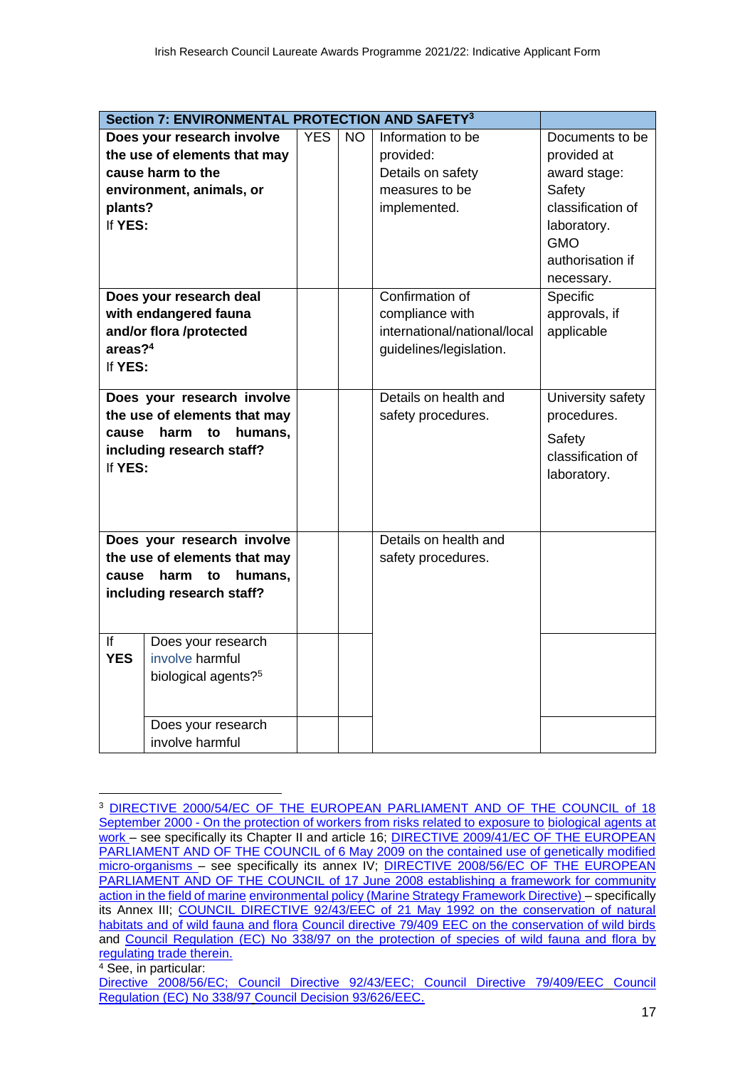| Section 7: ENVIRONMENTAL PROTECTION AND SAFETY[3] | | | | | |
|---|---|---|---|---|---|
| **Does your research involve the use of elements that may cause harm to the environment, animals, or plants?** If **YES:** | | YES | NO | Information to be provided: Details on safety measures to be implemented. | Documents to be provided at award stage: Safety classification of laboratory. GMO authorisation if necessary. |
| **Does your research deal with endangered fauna and/or flora /protected areas?[4]** If **YES:** | | | | Confirmation of compliance with international/national/local guidelines/legislation. | Specific approvals, if applicable |
| **Does your research involve the use of elements that may cause harm to humans, including research staff?** If **YES:** | | | | Details on health and safety procedures. | University safety procedures. Safety classification of laboratory. |
| **Does your research involve the use of elements that may cause harm to humans, including research staff?** | | | | Details on health and safety procedures. | |
| If **YES** | Does your research involve harmful biological agents?[5] | | | | |
| | Does your research involve harmful | | | | |

[3] DIRECTIVE 2000/54/EC OF THE EUROPEAN PARLIAMENT AND OF THE COUNCIL of 18 September 2000 - On the protection of workers from risks related to exposure to biological agents at work – see specifically its Chapter II and article 16; DIRECTIVE 2009/41/EC OF THE EUROPEAN PARLIAMENT AND OF THE COUNCIL of 6 May 2009 on the contained use of genetically modified micro-organisms – see specifically its annex IV; DIRECTIVE 2008/56/EC OF THE EUROPEAN PARLIAMENT AND OF THE COUNCIL of 17 June 2008 establishing a framework for community action in the field of marine environmental policy (Marine Strategy Framework Directive) – specifically its Annex III; COUNCIL DIRECTIVE 92/43/EEC of 21 May 1992 on the conservation of natural habitats and of wild fauna and flora Council directive 79/409 EEC on the conservation of wild birds and Council Regulation (EC) No 338/97 on the protection of species of wild fauna and flora by regulating trade therein.

[4] See, in particular:
Directive 2008/56/EC; Council Directive 92/43/EEC; Council Directive 79/409/EEC Council Regulation (EC) No 338/97 Council Decision 93/626/EEC.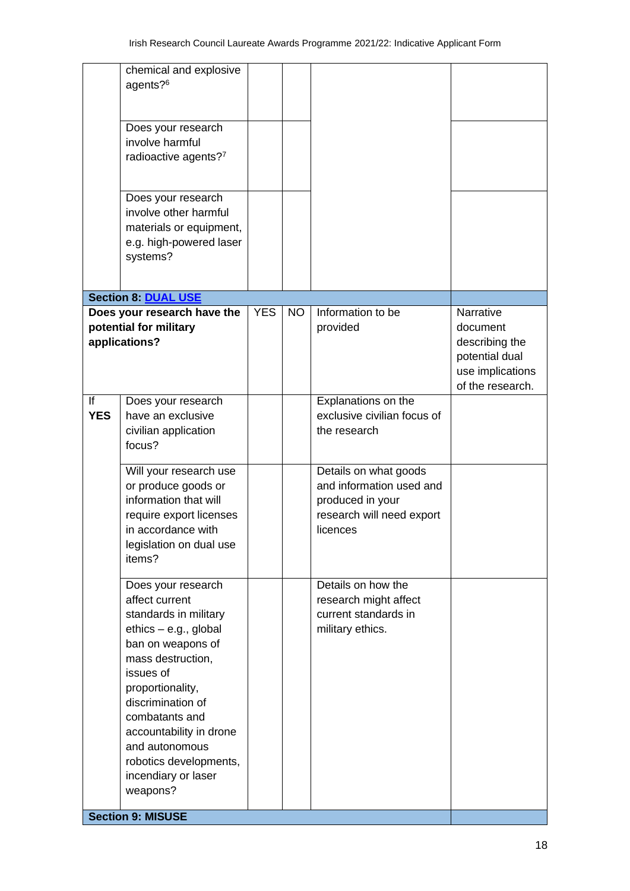| | | YES | NO | | |
|---|---|---|---|---|---|
| | chemical and explosive agents?[6] | | | | |
| | Does your research involve harmful radioactive agents?[7] | | | | |
| | Does your research involve other harmful materials or equipment, e.g. high-powered laser systems? | | | | |
| **Section 8: DUAL USE** | | | | | |
| **Does your research have the potential for military applications?** | | YES | NO | Information to be provided | Narrative document describing the potential dual use implications of the research. |
| If **YES** | Does your research have an exclusive civilian application focus? | | | Explanations on the exclusive civilian focus of the research | |
| | Will your research use or produce goods or information that will require export licenses in accordance with legislation on dual use items? | | | Details on what goods and information used and produced in your research will need export licences | |
| | Does your research affect current standards in military ethics – e.g., global ban on weapons of mass destruction, issues of proportionality, discrimination of combatants and accountability in drone and autonomous robotics developments, incendiary or laser weapons? | | | Details on how the research might affect current standards in military ethics. | |
| **Section 9: MISUSE** | | | | | |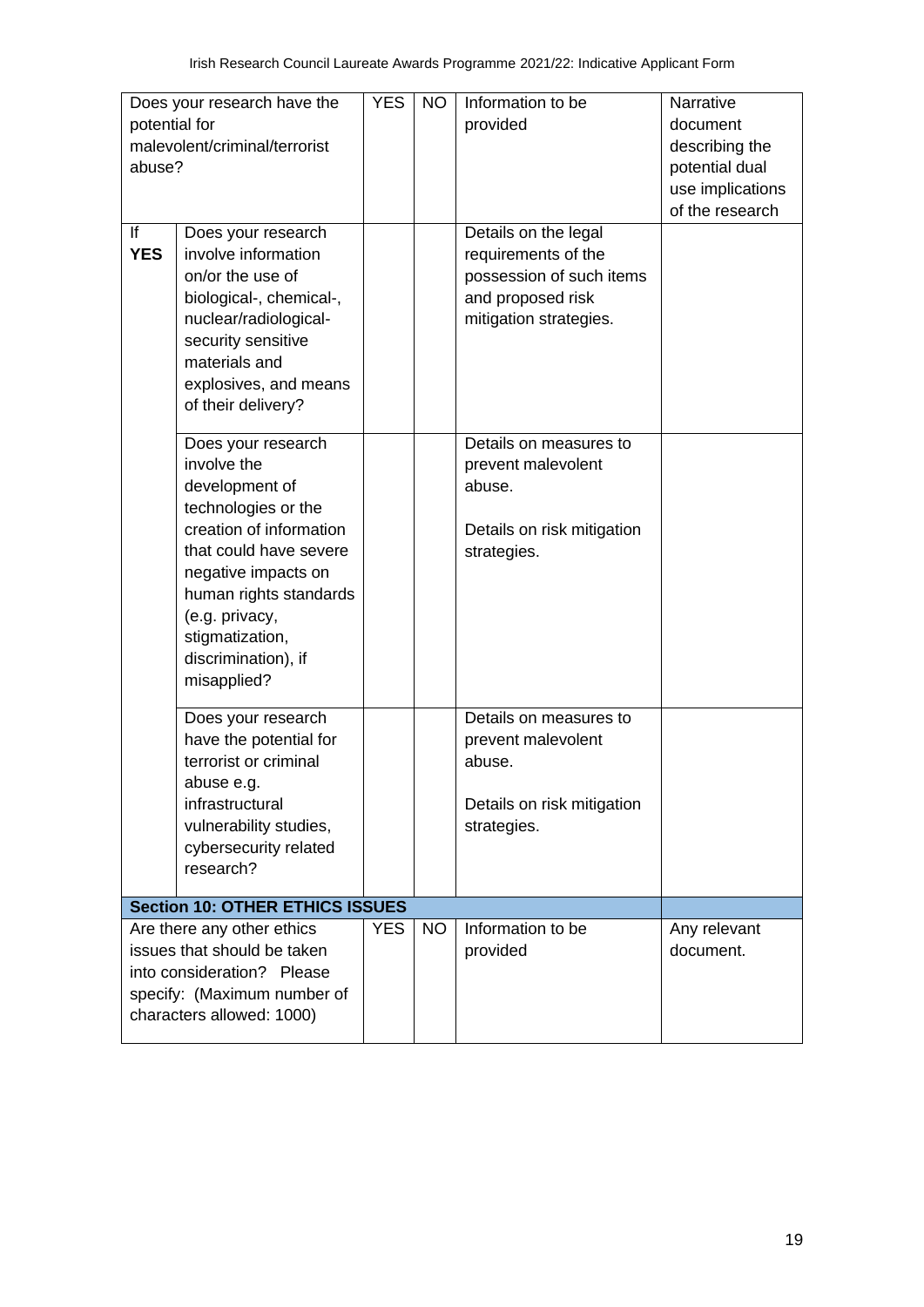| Does your research have the potential for malevolent/criminal/terrorist abuse? | | YES | NO | Information to be provided | Narrative document describing the potential dual use implications of the research |
|---|---|---|---|---|---|
| If **YES** | Does your research involve information on/or the use of biological-, chemical-, nuclear/radiological-security sensitive materials and explosives, and means of their delivery? | | | Details on the legal requirements of the possession of such items and proposed risk mitigation strategies. | |
| | Does your research involve the development of technologies or the creation of information that could have severe negative impacts on human rights standards (e.g. privacy, stigmatization, discrimination), if misapplied? | | | Details on measures to prevent malevolent abuse.<br><br>Details on risk mitigation strategies. | |
| | Does your research have the potential for terrorist or criminal abuse e.g. infrastructural vulnerability studies, cybersecurity related research? | | | Details on measures to prevent malevolent abuse.<br><br>Details on risk mitigation strategies. | |
| **Section 10: OTHER ETHICS ISSUES** | | | | | |
| Are there any other ethics issues that should be taken into consideration? Please specify: (Maximum number of characters allowed: 1000) | | YES | NO | Information to be provided | Any relevant document. |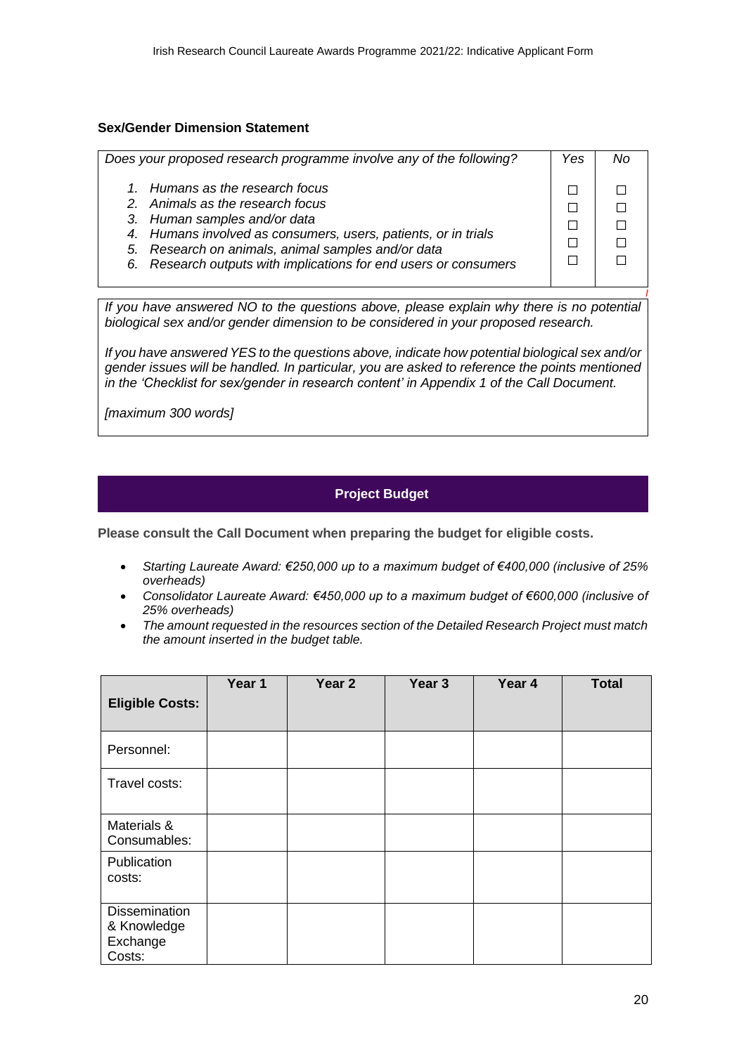**Sex/Gender Dimension Statement**

| *Does your proposed research programme involve any of the following?* | *Yes* | *No* |
| --- | --- | --- |
| *1. Humans as the research focus* | ☐ | ☐ |
| *2. Animals as the research focus* | ☐ | ☐ |
| *3. Human samples and/or data* | ☐ | ☐ |
| *4. Humans involved as consumers, users, patients, or in trials* | ☐ | ☐ |
| *5. Research on animals, animal samples and/or data* | ☐ | ☐ |
| *6. Research outputs with implications for end users or consumers* | ☐ | ☐ |

*If you have answered NO to the questions above, please explain why there is no potential biological sex and/or gender dimension to be considered in your proposed research.*

*If you have answered YES to the questions above, indicate how potential biological sex and/or gender issues will be handled. In particular, you are asked to reference the points mentioned in the 'Checklist for sex/gender in research content' in Appendix 1 of the Call Document.*

*[maximum 300 words]*

## Project Budget

**Please consult the Call Document when preparing the budget for eligible costs.**

- *Starting Laureate Award: €250,000 up to a maximum budget of €400,000 (inclusive of 25% overheads)*
- *Consolidator Laureate Award: €450,000 up to a maximum budget of €600,000 (inclusive of 25% overheads)*
- *The amount requested in the resources section of the Detailed Research Project must match the amount inserted in the budget table.*

| **Eligible Costs:** | **Year 1** | **Year 2** | **Year 3** | **Year 4** | **Total** |
| --- | --- | --- | --- | --- | --- |
| Personnel: | | | | | |
| Travel costs: | | | | | |
| Materials & Consumables: | | | | | |
| Publication costs: | | | | | |
| Dissemination & Knowledge Exchange Costs: | | | | | |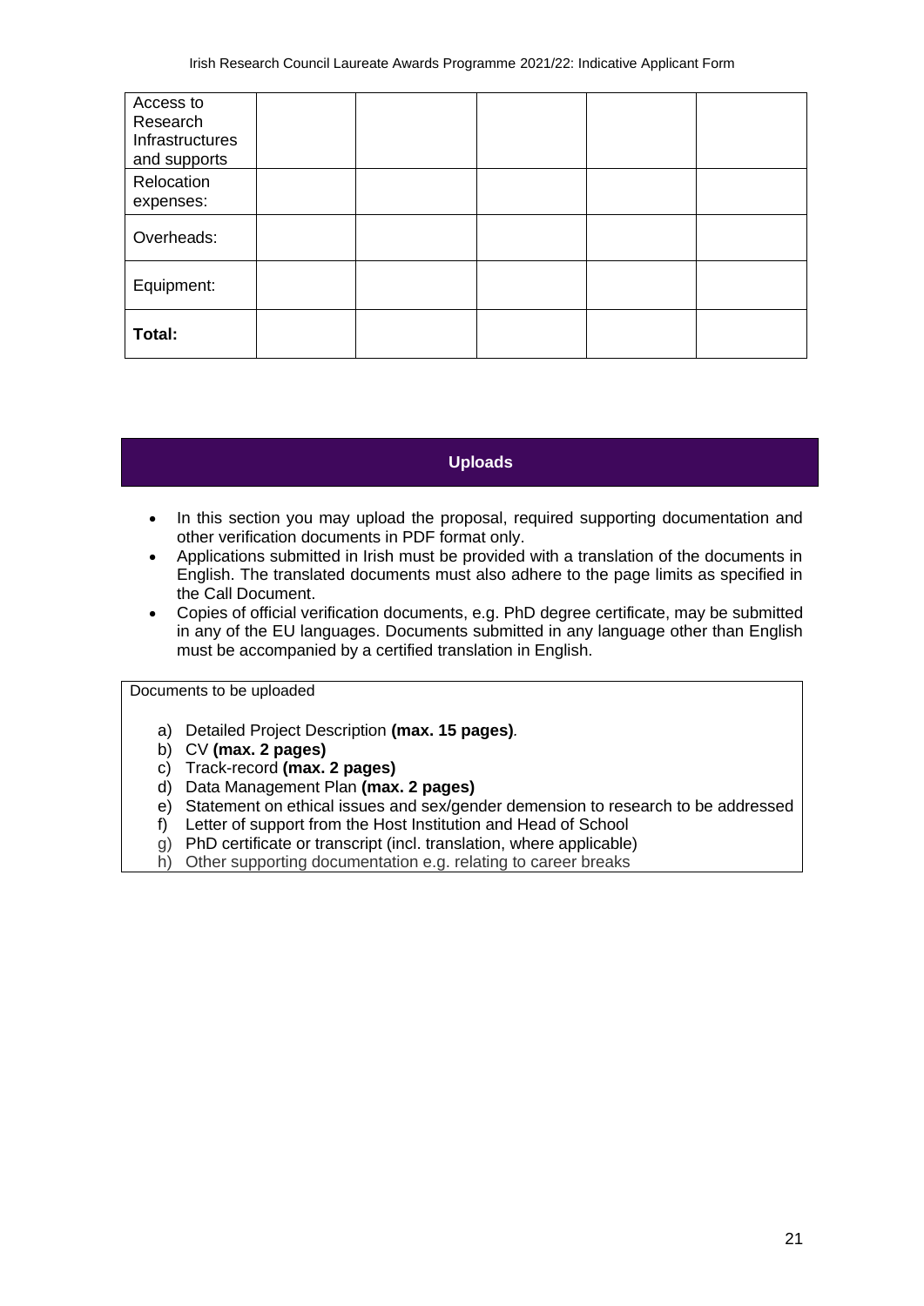| Access to Research Infrastructures and supports | | | | | |
| --- | --- | --- | --- | --- | --- |
| Relocation expenses: | | | | | |
| Overheads: | | | | | |
| Equipment: | | | | | |
| **Total:** | | | | | |

## Uploads

- In this section you may upload the proposal, required supporting documentation and other verification documents in PDF format only.
- Applications submitted in Irish must be provided with a translation of the documents in English. The translated documents must also adhere to the page limits as specified in the Call Document.
- Copies of official verification documents, e.g. PhD degree certificate, may be submitted in any of the EU languages. Documents submitted in any language other than English must be accompanied by a certified translation in English.

Documents to be uploaded

a) Detailed Project Description **(max. 15 pages)**.
b) CV **(max. 2 pages)**
c) Track-record **(max. 2 pages)**
d) Data Management Plan **(max. 2 pages)**
e) Statement on ethical issues and sex/gender demension to research to be addressed
f) Letter of support from the Host Institution and Head of School
g) PhD certificate or transcript (incl. translation, where applicable)
h) Other supporting documentation e.g. relating to career breaks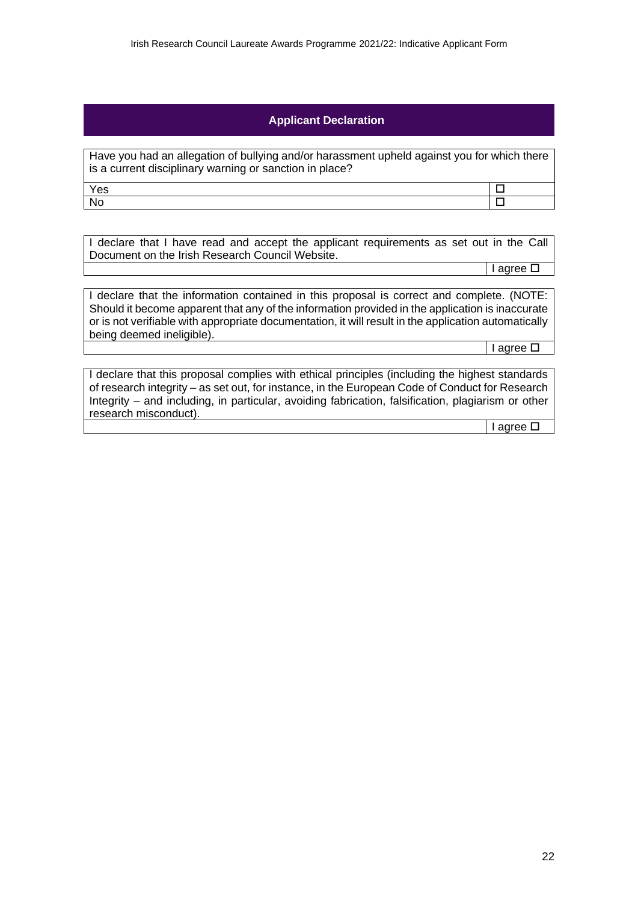## Applicant Declaration

| Have you had an allegation of bullying and/or harassment upheld against you for which there is a current disciplinary warning or sanction in place? | |
|---|---|
| Yes | ☐ |
| No | ☐ |

| I declare that I have read and accept the applicant requirements as set out in the Call Document on the Irish Research Council Website. | |
|---|---|
| | I agree ☐ |

| I declare that the information contained in this proposal is correct and complete. (NOTE: Should it become apparent that any of the information provided in the application is inaccurate or is not verifiable with appropriate documentation, it will result in the application automatically being deemed ineligible). | |
|---|---|
| | I agree ☐ |

| I declare that this proposal complies with ethical principles (including the highest standards of research integrity – as set out, for instance, in the European Code of Conduct for Research Integrity – and including, in particular, avoiding fabrication, falsification, plagiarism or other research misconduct). | |
|---|---|
| | I agree ☐ |